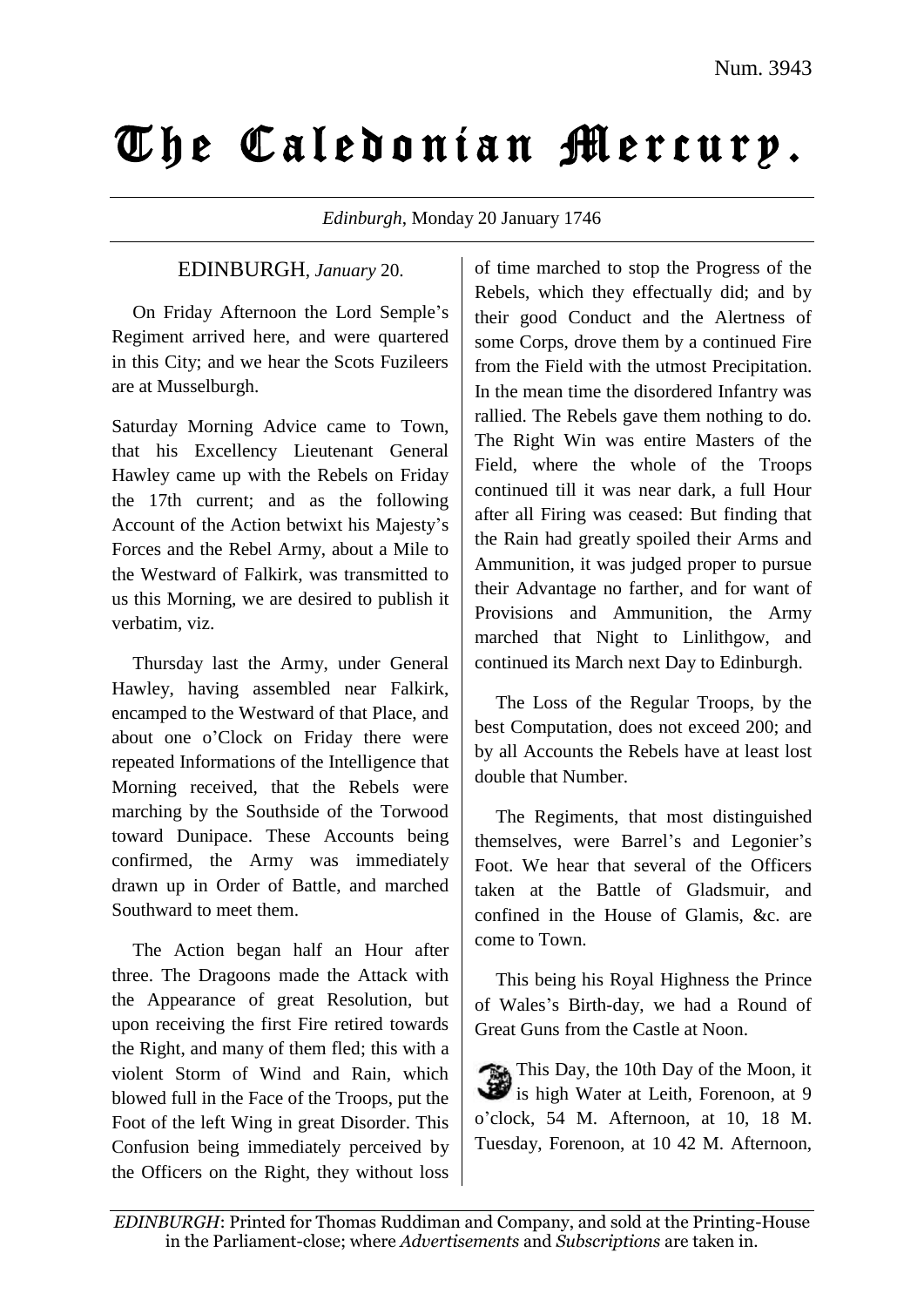Num. 3943

# The Caledonian Mercury.

*Edinburgh*, Monday 20 January 1746

## EDINBURGH, *January* 20.

On Friday Afternoon the Lord Semple's Regiment arrived here, and were quartered in this City; and we hear the Scots Fuzileers are at Musselburgh.

Saturday Morning Advice came to Town, that his Excellency Lieutenant General Hawley came up with the Rebels on Friday the 17th current; and as the following Account of the Action betwixt his Majesty's Forces and the Rebel Army, about a Mile to the Westward of Falkirk, was transmitted to us this Morning, we are desired to publish it verbatim, viz.

Thursday last the Army, under General Hawley, having assembled near Falkirk, encamped to the Westward of that Place, and about one o'Clock on Friday there were repeated Informations of the Intelligence that Morning received, that the Rebels were marching by the Southside of the Torwood toward Dunipace. These Accounts being confirmed, the Army was immediately drawn up in Order of Battle, and marched Southward to meet them.

The Action began half an Hour after three. The Dragoons made the Attack with the Appearance of great Resolution, but upon receiving the first Fire retired towards the Right, and many of them fled; this with a violent Storm of Wind and Rain, which blowed full in the Face of the Troops, put the Foot of the left Wing in great Disorder. This Confusion being immediately perceived by the Officers on the Right, they without loss of time marched to stop the Progress of the Rebels, which they effectually did; and by their good Conduct and the Alertness of some Corps, drove them by a continued Fire from the Field with the utmost Precipitation. In the mean time the disordered Infantry was rallied. The Rebels gave them nothing to do. The Right Win was entire Masters of the Field, where the whole of the Troops continued till it was near dark, a full Hour after all Firing was ceased: But finding that the Rain had greatly spoiled their Arms and Ammunition, it was judged proper to pursue their Advantage no farther, and for want of Provisions and Ammunition, the Army marched that Night to Linlithgow, and continued its March next Day to Edinburgh.

The Loss of the Regular Troops, by the best Computation, does not exceed 200; and by all Accounts the Rebels have at least lost double that Number.

The Regiments, that most distinguished themselves, were Barrel's and Legonier's Foot. We hear that several of the Officers taken at the Battle of Gladsmuir, and confined in the House of Glamis, &c. are come to Town.

This being his Royal Highness the Prince of Wales's Birth-day, we had a Round of Great Guns from the Castle at Noon.

This Day, the 10th Day of the Moon, it is high Water at Leith, Forenoon, at 9 o'clock, 54 M. Afternoon, at 10, 18 M. Tuesday, Forenoon, at 10 42 M. Afternoon,

*EDINBURGH*: Printed for Thomas Ruddiman and Company, and sold at the Printing-House in the Parliament-close; where *Advertisements* and *Subscriptions* are taken in.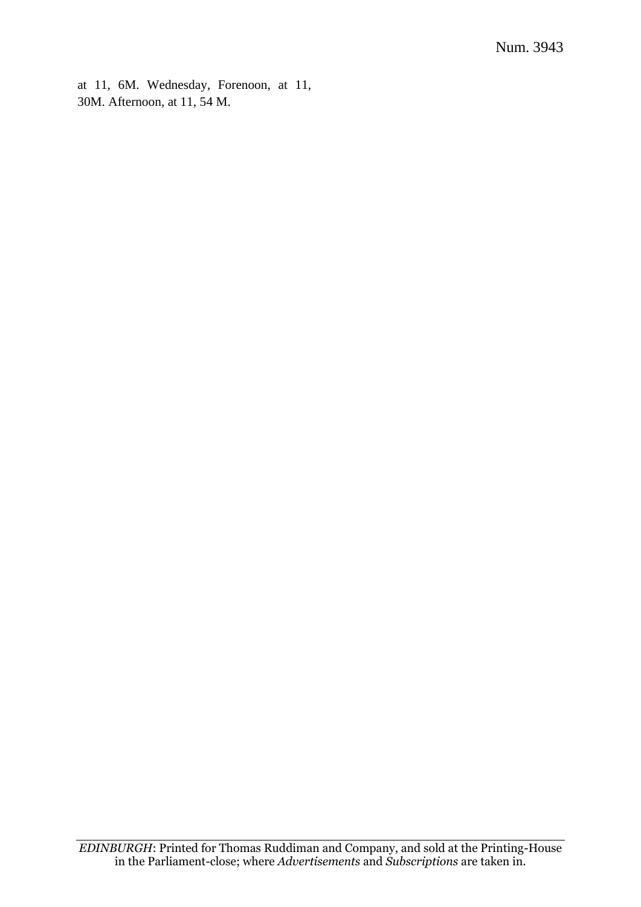at 11, 6M. Wednesday, Forenoon, at 11, 30M. Afternoon, at 11, 54 M.

*EDINBURGH*: Printed for Thomas Ruddiman and Company, and sold at the Printing-House in the Parliament-close; where *Advertisements* and *Subscriptions* are taken in.